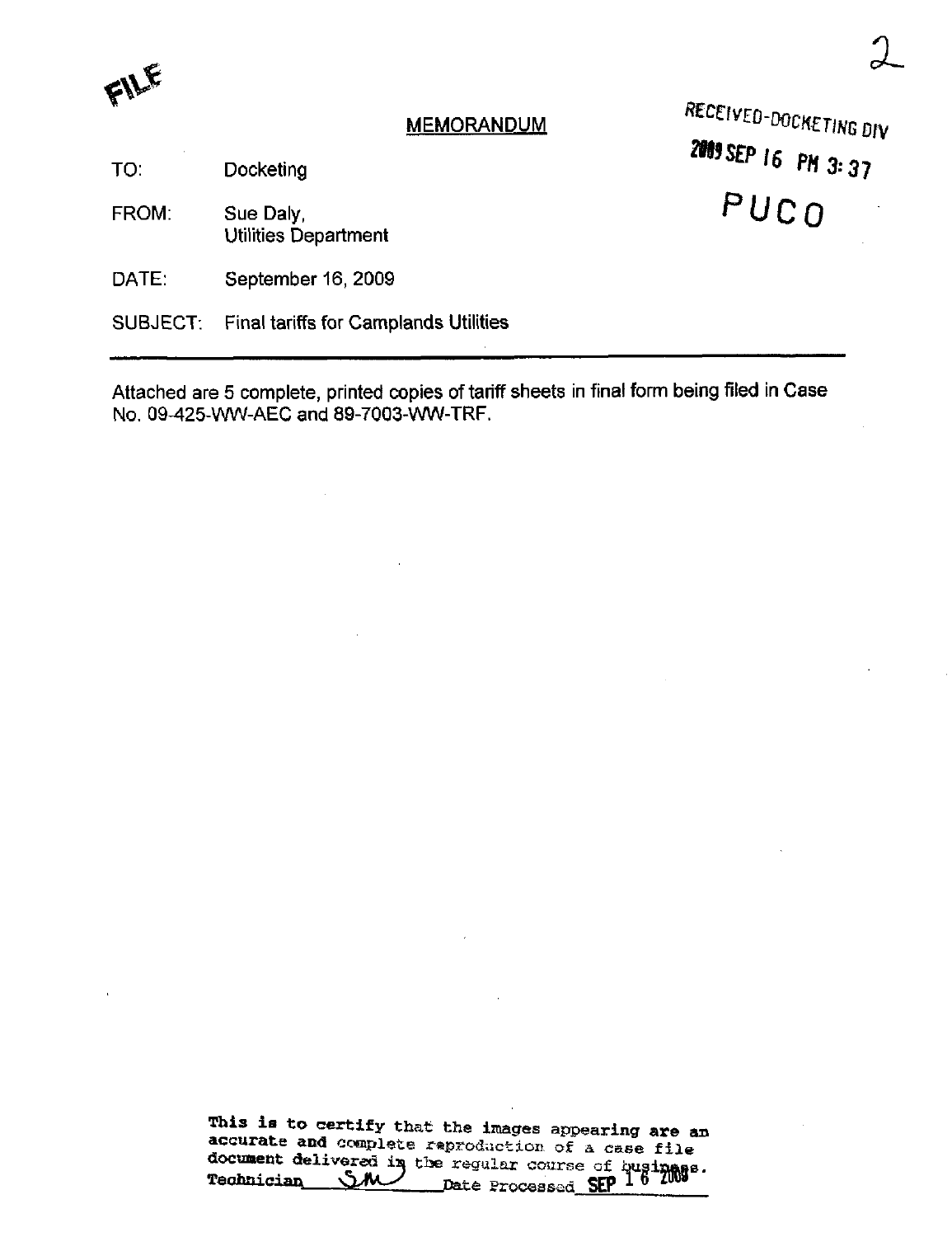FILE

RECEIVED-DOCKETING DIV

2009 SEP 16 PM 3:37

PUCO

# MEMORANDUM

TO: Docketing

FROM: Sue Daly,
Utilities Department

DATE: September 16, 2009

SUBJECT: Final tariffs for Camplands Utilities

---

Attached are 5 complete, printed copies of tariff sheets in final form being filed in Case No. 09-425-WW-AEC and 89-7003-WW-TRF.

This is to certify that the images appearing are an accurate and complete reproduction of a case file document delivered in the regular course of business.
Technician SM Date Processed SEP 16 2009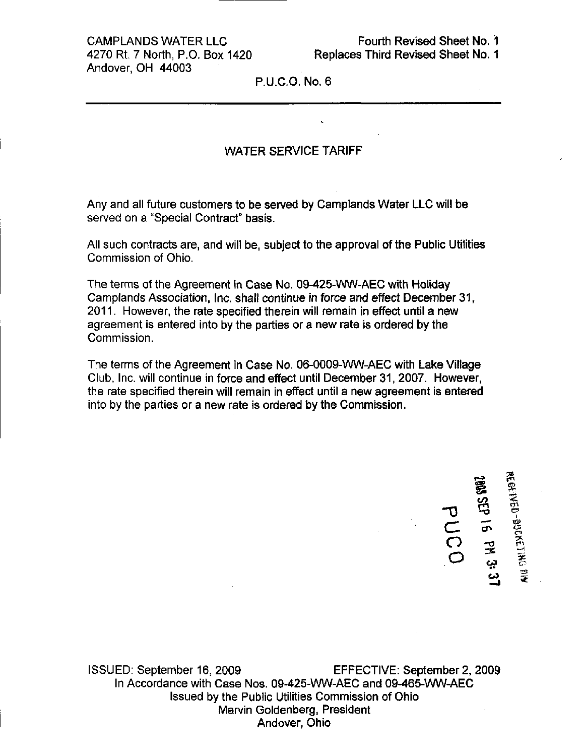CAMPLANDS WATER LLC
4270 Rt. 7 North, P.O. Box 1420
Andover, OH 44003

Fourth Revised Sheet No. 1
Replaces Third Revised Sheet No. 1

P.U.C.O. No. 6

## WATER SERVICE TARIFF

Any and all future customers to be served by Camplands Water LLC will be served on a "Special Contract" basis.

All such contracts are, and will be, subject to the approval of the Public Utilities Commission of Ohio.

The terms of the Agreement in Case No. 09-425-WW-AEC with Holiday Camplands Association, Inc. shall continue in force and effect December 31, 2011. However, the rate specified therein will remain in effect until a new agreement is entered into by the parties or a new rate is ordered by the Commission.

The terms of the Agreement in Case No. 06-0009-WW-AEC with Lake Village Club, Inc. will continue in force and effect until December 31, 2007. However, the rate specified therein will remain in effect until a new agreement is entered into by the parties or a new rate is ordered by the Commission.

RECEIVED-DOCKETING DIV
2009 SEP 16 PM 3:37
PUCO

ISSUED: September 16, 2009 EFFECTIVE: September 2, 2009
In Accordance with Case Nos. 09-425-WW-AEC and 09-465-WW-AEC
Issued by the Public Utilities Commission of Ohio
Marvin Goldenberg, President
Andover, Ohio